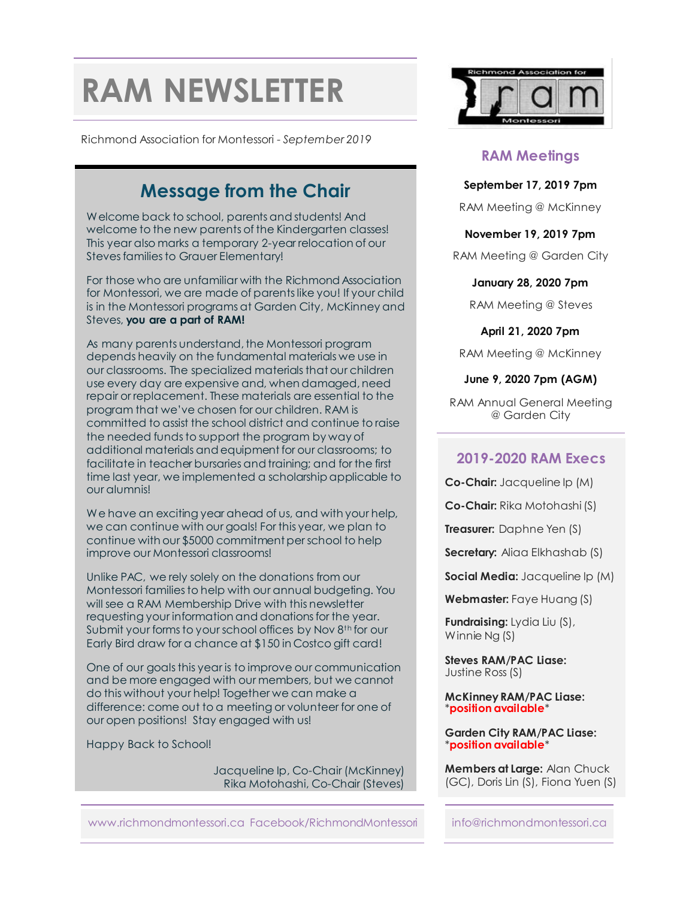# RAM NEWSLETTER

Richmond Association for Montessori - *September 2019*

## Message from the Chair

Welcome back to school, parents and students! And welcome to the new parents of the Kindergarten classes! This year also marks a temporary 2-year relocation of our Steves families to Grauer Elementary!

For those who are unfamiliar with the Richmond Association for Montessori, we are made of parents like you! If your child is in the Montessori programs at Garden City, McKinney and Steves, **you are a part of RAM!**

As many parents understand, the Montessori program depends heavily on the fundamental materials we use in our classrooms. The specialized materials that our children use every day are expensive and, when damaged, need repair or replacement. These materials are essential to the program that we've chosen for our children. RAM is committed to assist the school district and continue to raise the needed funds to support the program by way of additional materials and equipment for our classrooms; to facilitate in teacher bursaries and training; and for the first time last year, we implemented a scholarship applicable to our alumnis!

We have an exciting year ahead of us, and with your help, we can continue with our goals! For this year, we plan to continue with our $5000 commitment per school to help improve our Montessori classrooms!

Unlike PAC, we rely solely on the donations from our Montessori families to help with our annual budgeting. You will see a RAM Membership Drive with this newsletter requesting your information and donations for the year. Submit your forms to your school offices by Nov 8th for our Early Bird draw for a chance at $150 in Costco gift card!

One of our goals this year is to improve our communication and be more engaged with our members, but we cannot do this without your help! Together we can make a difference: come out to a meeting or volunteer for one of our open positions! Stay engaged with us!

Happy Back to School!

Jacqueline Ip, Co-Chair (McKinney)
Rika Motohashi, Co-Chair (Steves)

Richmond Association for ram Montessori

## RAM Meetings

**September 17, 2019 7pm**
RAM Meeting @ McKinney

**November 19, 2019 7pm**
RAM Meeting @ Garden City

**January 28, 2020 7pm**
RAM Meeting @ Steves

**April 21, 2020 7pm**
RAM Meeting @ McKinney

**June 9, 2020 7pm (AGM)**
RAM Annual General Meeting @ Garden City

## 2019-2020 RAM Execs

**Co-Chair:** Jacqueline Ip (M)

**Co-Chair:** Rika Motohashi (S)

**Treasurer:** Daphne Yen (S)

**Secretary:** Aliaa Elkhashab (S)

**Social Media:** Jacqueline Ip (M)

**Webmaster:** Faye Huang (S)

**Fundraising:** Lydia Liu (S), Winnie Ng (S)

**Steves RAM/PAC Liase:** Justine Ross (S)

**McKinney RAM/PAC Liase:** ***position available***

**Garden City RAM/PAC Liase:** ***position available***

**Members at Large:** Alan Chuck (GC), Doris Lin (S), Fiona Yuen (S)

www.richmondmontessori.ca Facebook/RichmondMontessori

info@richmondmontessori.ca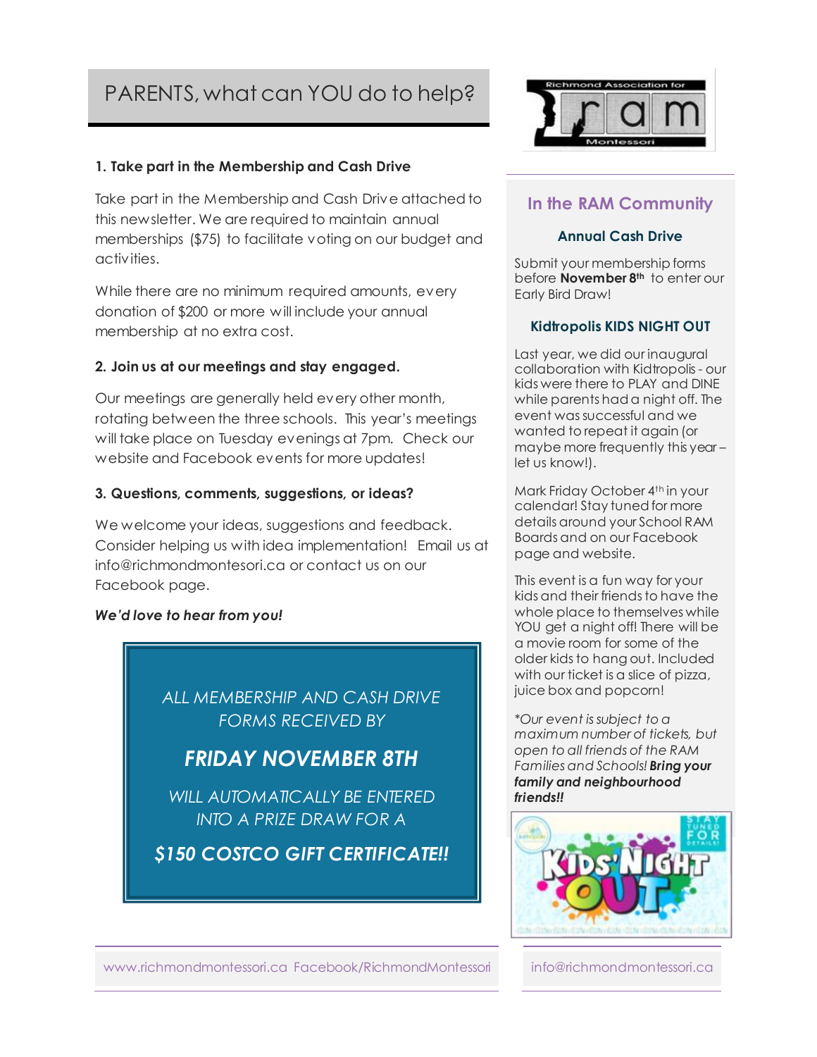# PARENTS, what can YOU do to help?

**1. Take part in the Membership and Cash Drive**

Take part in the Membership and Cash Drive attached to this newsletter. We are required to maintain annual memberships ($75) to facilitate voting on our budget and activities.

While there are no minimum required amounts, every donation of $200 or more will include your annual membership at no extra cost.

**2. Join us at our meetings and stay engaged.**

Our meetings are generally held every other month, rotating between the three schools. This year's meetings will take place on Tuesday evenings at 7pm. Check our website and Facebook events for more updates!

**3. Questions, comments, suggestions, or ideas?**

We welcome your ideas, suggestions and feedback. Consider helping us with idea implementation! Email us at info@richmondmontesori.ca or contact us on our Facebook page.

***We'd love to hear from you!***

*ALL MEMBERSHIP AND CASH DRIVE FORMS RECEIVED BY*

***FRIDAY NOVEMBER 8TH***

*WILL AUTOMATICALLY BE ENTERED INTO A PRIZE DRAW FOR A*

***$150 COSTCO GIFT CERTIFICATE!!***

## In the RAM Community

### Annual Cash Drive

Submit your membership forms before **November 8th** to enter our Early Bird Draw!

### Kidtropolis KIDS NIGHT OUT

Last year, we did our inaugural collaboration with Kidtropolis - our kids were there to PLAY and DINE while parents had a night off. The event was successful and we wanted to repeat it again (or maybe more frequently this year – let us know!).

Mark Friday October 4th in your calendar! Stay tuned for more details around your School RAM Boards and on our Facebook page and website.

This event is a fun way for your kids and their friends to have the whole place to themselves while YOU get a night off! There will be a movie room for some of the older kids to hang out. Included with our ticket is a slice of pizza, juice box and popcorn!

*\*Our event is subject to a maximum number of tickets, but open to all friends of the RAM Families and Schools!* ***Bring your family and neighbourhood friends!!***

www.richmondmontessori.ca Facebook/RichmondMontessori

info@richmondmontessori.ca